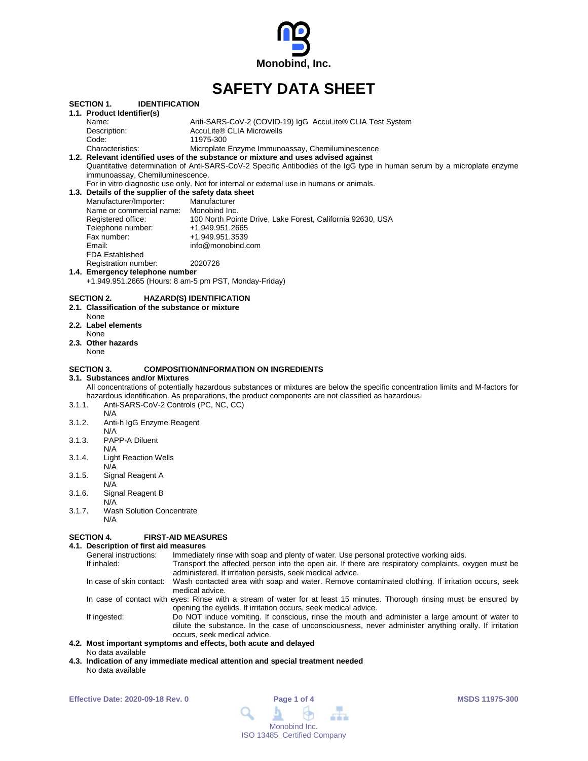Monobind, Inc.

# SAFETY DATA SHEET

## SECTION 1. IDENTIFICATION

### 1.1. Product Identifier(s)

| | |
|---|---|
| Name: | Anti-SARS-CoV-2 (COVID-19) IgG AccuLite® CLIA Test System |
| Description: | AccuLite® CLIA Microwells |
| Code: | 11975-300 |
| Characteristics: | Microplate Enzyme Immunoassay, Chemiluminescence |

### 1.2. Relevant identified uses of the substance or mixture and uses advised against

Quantitative determination of Anti-SARS-CoV-2 Specific Antibodies of the IgG type in human serum by a microplate enzyme immunoassay, Chemiluminescence.

For in vitro diagnostic use only. Not for internal or external use in humans or animals.

### 1.3. Details of the supplier of the safety data sheet

| | |
|---|---|
| Manufacturer/Importer: | Manufacturer |
| Name or commercial name: | Monobind Inc. |
| Registered office: | 100 North Pointe Drive, Lake Forest, California 92630, USA |
| Telephone number: | +1.949.951.2665 |
| Fax number: | +1.949.951.3539 |
| Email: | info@monobind.com |
| FDA Established Registration number: | 2020726 |

### 1.4. Emergency telephone number

+1.949.951.2665 (Hours: 8 am-5 pm PST, Monday-Friday)

## SECTION 2. HAZARD(S) IDENTIFICATION

### 2.1. Classification of the substance or mixture

None

### 2.2. Label elements

None

### 2.3. Other hazards

None

## SECTION 3. COMPOSITION/INFORMATION ON INGREDIENTS

### 3.1. Substances and/or Mixtures

All concentrations of potentially hazardous substances or mixtures are below the specific concentration limits and M-factors for hazardous identification. As preparations, the product components are not classified as hazardous.

3.1.1. Anti-SARS-CoV-2 Controls (PC, NC, CC)
N/A

3.1.2. Anti-h IgG Enzyme Reagent
N/A

3.1.3. PAPP-A Diluent
N/A

3.1.4. Light Reaction Wells
N/A

3.1.5. Signal Reagent A
N/A

3.1.6. Signal Reagent B
N/A

3.1.7. Wash Solution Concentrate
N/A

## SECTION 4. FIRST-AID MEASURES

### 4.1. Description of first aid measures

| | |
|---|---|
| General instructions: | Immediately rinse with soap and plenty of water. Use personal protective working aids. |
| If inhaled: | Transport the affected person into the open air. If there are respiratory complaints, oxygen must be administered. If irritation persists, seek medical advice. |
| In case of skin contact: | Wash contacted area with soap and water. Remove contaminated clothing. If irritation occurs, seek medical advice. |
| In case of contact with eyes: | Rinse with a stream of water for at least 15 minutes. Thorough rinsing must be ensured by opening the eyelids. If irritation occurs, seek medical advice. |
| If ingested: | Do NOT induce vomiting. If conscious, rinse the mouth and administer a large amount of water to dilute the substance. In the case of unconsciousness, never administer anything orally. If irritation occurs, seek medical advice. |

### 4.2. Most important symptoms and effects, both acute and delayed

No data available

### 4.3. Indication of any immediate medical attention and special treatment needed

No data available

Effective Date: 2020-09-18 Rev. 0

MSDS 11975-300

Monobind Inc.
ISO 13485 Certified Company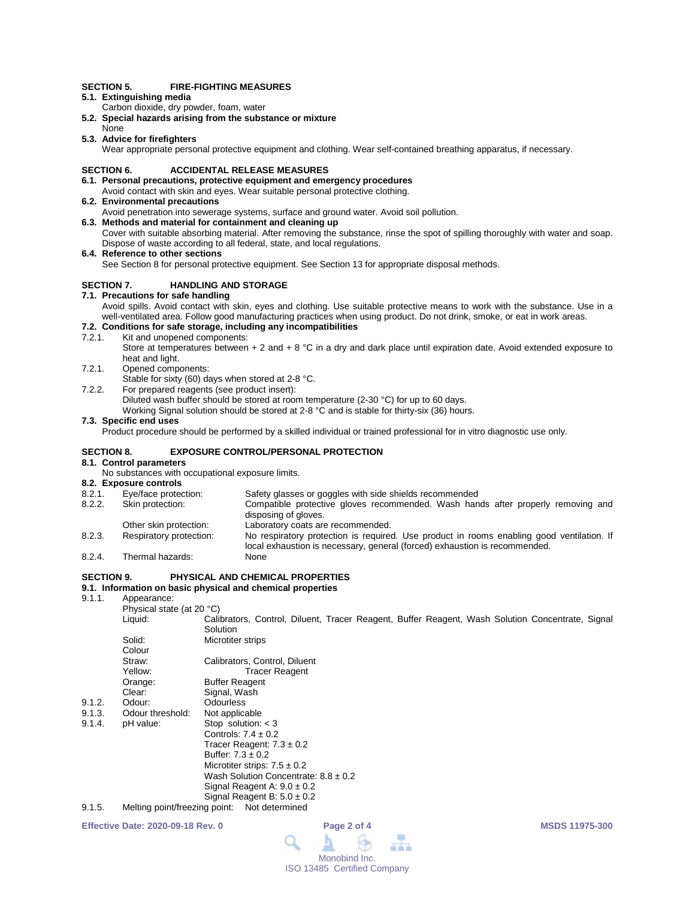## SECTION 5. FIRE-FIGHTING MEASURES

**5.1. Extinguishing media**

Carbon dioxide, dry powder, foam, water

**5.2. Special hazards arising from the substance or mixture**

None

**5.3. Advice for firefighters**

Wear appropriate personal protective equipment and clothing. Wear self-contained breathing apparatus, if necessary.

## SECTION 6. ACCIDENTAL RELEASE MEASURES

**6.1. Personal precautions, protective equipment and emergency procedures**

Avoid contact with skin and eyes. Wear suitable personal protective clothing.

**6.2. Environmental precautions**

Avoid penetration into sewerage systems, surface and ground water. Avoid soil pollution.

**6.3. Methods and material for containment and cleaning up**

Cover with suitable absorbing material. After removing the substance, rinse the spot of spilling thoroughly with water and soap. Dispose of waste according to all federal, state, and local regulations.

**6.4. Reference to other sections**

See Section 8 for personal protective equipment. See Section 13 for appropriate disposal methods.

## SECTION 7. HANDLING AND STORAGE

**7.1. Precautions for safe handling**

Avoid spills. Avoid contact with skin, eyes and clothing. Use suitable protective means to work with the substance. Use in a well-ventilated area. Follow good manufacturing practices when using product. Do not drink, smoke, or eat in work areas.

**7.2. Conditions for safe storage, including any incompatibilities**

7.2.1. Kit and unopened components:
Store at temperatures between + 2 and + 8 °C in a dry and dark place until expiration date. Avoid extended exposure to heat and light.

7.2.1. Opened components:
Stable for sixty (60) days when stored at 2-8 °C.

7.2.2. For prepared reagents (see product insert):
Diluted wash buffer should be stored at room temperature (2-30 °C) for up to 60 days.
Working Signal solution should be stored at 2-8 °C and is stable for thirty-six (36) hours.

**7.3. Specific end uses**

Product procedure should be performed by a skilled individual or trained professional for in vitro diagnostic use only.

## SECTION 8. EXPOSURE CONTROL/PERSONAL PROTECTION

**8.1. Control parameters**

No substances with occupational exposure limits.

**8.2. Exposure controls**

| | | |
|---|---|---|
| 8.2.1. | Eye/face protection: | Safety glasses or goggles with side shields recommended |
| 8.2.2. | Skin protection: | Compatible protective gloves recommended. Wash hands after properly removing and disposing of gloves. |
| | Other skin protection: | Laboratory coats are recommended. |
| 8.2.3. | Respiratory protection: | No respiratory protection is required. Use product in rooms enabling good ventilation. If local exhaustion is necessary, general (forced) exhaustion is recommended. |
| 8.2.4. | Thermal hazards: | None |

## SECTION 9. PHYSICAL AND CHEMICAL PROPERTIES

**9.1. Information on basic physical and chemical properties**

9.1.1. Appearance:

Physical state (at 20 °C)

| | |
|---|---|
| Liquid: | Calibrators, Control, Diluent, Tracer Reagent, Buffer Reagent, Wash Solution Concentrate, Signal Solution |
| Solid: | Microtiter strips |

Colour

| | |
|---|---|
| Straw: | Calibrators, Control, Diluent |
| Yellow: | Tracer Reagent |
| Orange: | Buffer Reagent |
| Clear: | Signal, Wash |

9.1.2. Odour: Odourless

9.1.3. Odour threshold: Not applicable

9.1.4. pH value:
Stop solution: < 3
Controls: 7.4 ± 0.2
Tracer Reagent: 7.3 ± 0.2
Buffer: 7.3 ± 0.2
Microtiter strips: 7.5 ± 0.2
Wash Solution Concentrate: 8.8 ± 0.2
Signal Reagent A: 9.0 ± 0.2
Signal Reagent B: 5.0 ± 0.2

9.1.5. Melting point/freezing point: Not determined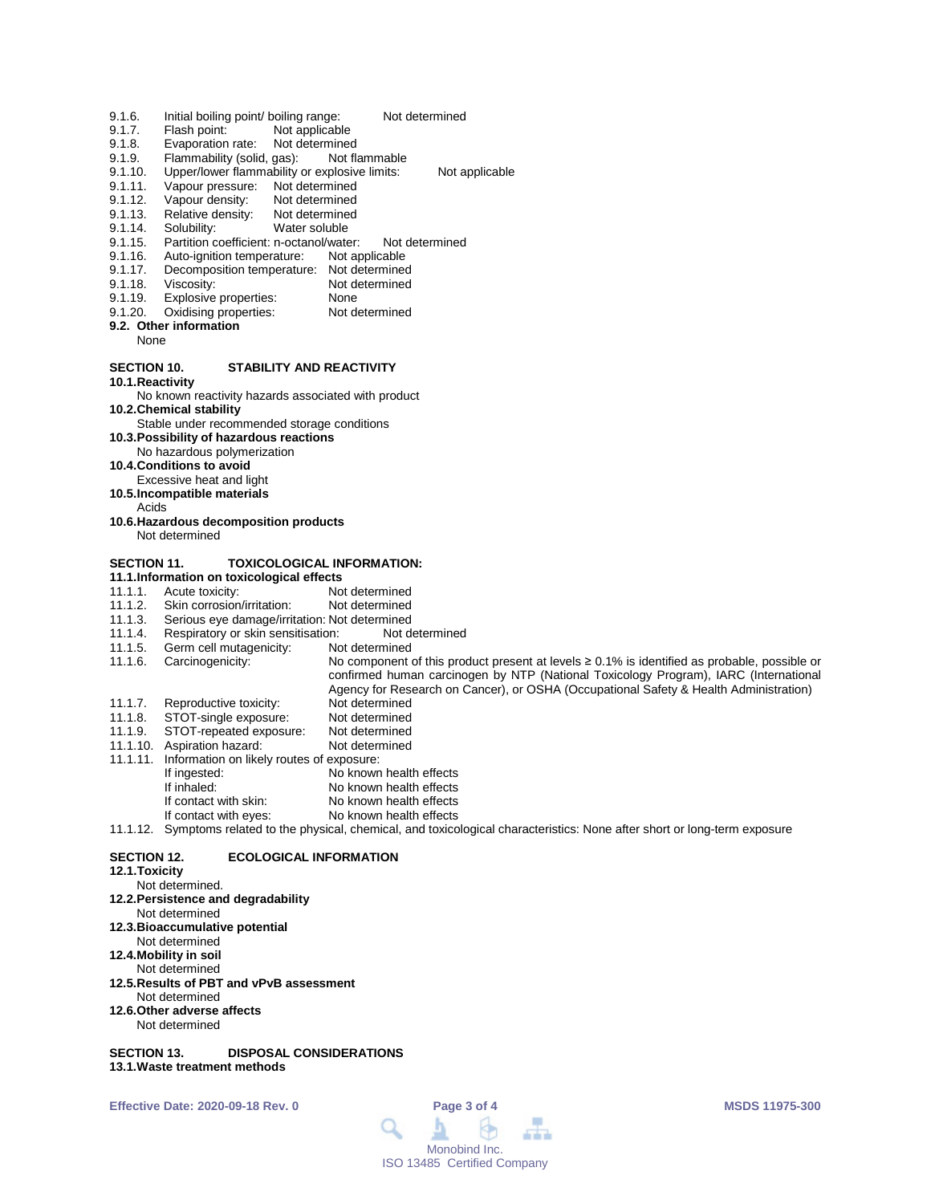9.1.6. Initial boiling point/ boiling range: Not determined
9.1.7. Flash point: Not applicable
9.1.8. Evaporation rate: Not determined
9.1.9. Flammability (solid, gas): Not flammable
9.1.10. Upper/lower flammability or explosive limits: Not applicable
9.1.11. Vapour pressure: Not determined
9.1.12. Vapour density: Not determined
9.1.13. Relative density: Not determined
9.1.14. Solubility: Water soluble
9.1.15. Partition coefficient: n-octanol/water: Not determined
9.1.16. Auto-ignition temperature: Not applicable
9.1.17. Decomposition temperature: Not determined
9.1.18. Viscosity: Not determined
9.1.19. Explosive properties: None
9.1.20. Oxidising properties: Not determined

**9.2. Other information**

None

## SECTION 10. STABILITY AND REACTIVITY

**10.1. Reactivity**

No known reactivity hazards associated with product

**10.2. Chemical stability**

Stable under recommended storage conditions

**10.3. Possibility of hazardous reactions**

No hazardous polymerization

**10.4. Conditions to avoid**

Excessive heat and light

**10.5. Incompatible materials**

Acids

**10.6. Hazardous decomposition products**

Not determined

## SECTION 11. TOXICOLOGICAL INFORMATION:

**11.1. Information on toxicological effects**

11.1.1. Acute toxicity: Not determined
11.1.2. Skin corrosion/irritation: Not determined
11.1.3. Serious eye damage/irritation: Not determined
11.1.4. Respiratory or skin sensitisation: Not determined
11.1.5. Germ cell mutagenicity: Not determined
11.1.6. Carcinogenicity: No component of this product present at levels ≥ 0.1% is identified as probable, possible or confirmed human carcinogen by NTP (National Toxicology Program), IARC (International Agency for Research on Cancer), or OSHA (Occupational Safety & Health Administration)
11.1.7. Reproductive toxicity: Not determined
11.1.8. STOT-single exposure: Not determined
11.1.9. STOT-repeated exposure: Not determined
11.1.10. Aspiration hazard: Not determined
11.1.11. Information on likely routes of exposure:
- If ingested: No known health effects
- If inhaled: No known health effects
- If contact with skin: No known health effects
- If contact with eyes: No known health effects

11.1.12. Symptoms related to the physical, chemical, and toxicological characteristics: None after short or long-term exposure

## SECTION 12. ECOLOGICAL INFORMATION

**12.1. Toxicity**

Not determined.

**12.2. Persistence and degradability**

Not determined

**12.3. Bioaccumulative potential**

Not determined

**12.4. Mobility in soil**

Not determined

**12.5. Results of PBT and vPvB assessment**

Not determined

**12.6. Other adverse affects**

Not determined

## SECTION 13. DISPOSAL CONSIDERATIONS

**13.1. Waste treatment methods**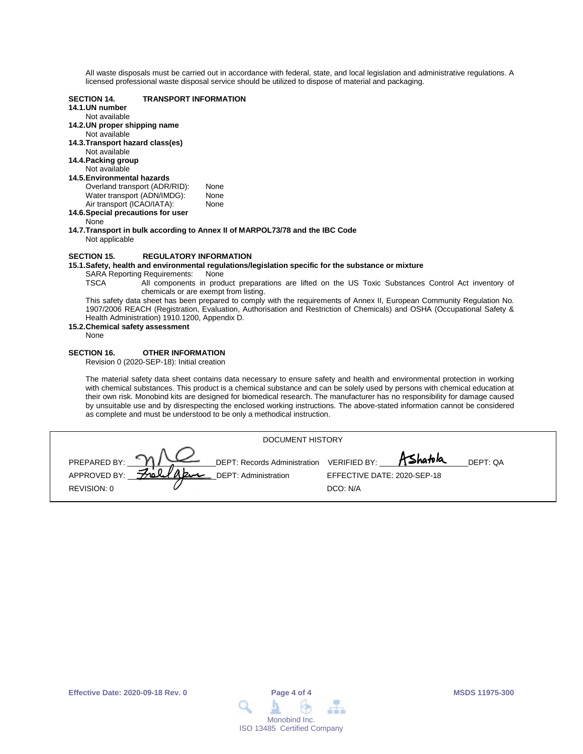All waste disposals must be carried out in accordance with federal, state, and local legislation and administrative regulations. A licensed professional waste disposal service should be utilized to dispose of material and packaging.

## SECTION 14. TRANSPORT INFORMATION

**14.1. UN number**
Not available

**14.2. UN proper shipping name**
Not available

**14.3. Transport hazard class(es)**
Not available

**14.4. Packing group**
Not available

**14.5. Environmental hazards**

| | |
|---|---|
| Overland transport (ADR/RID): | None |
| Water transport (ADN/IMDG): | None |
| Air transport (ICAO/IATA): | None |

**14.6. Special precautions for user**
None

**14.7. Transport in bulk according to Annex II of MARPOL73/78 and the IBC Code**
Not applicable

## SECTION 15. REGULATORY INFORMATION

**15.1. Safety, health and environmental regulations/legislation specific for the substance or mixture**

SARA Reporting Requirements: None

TSCA: All components in product preparations are lifted on the US Toxic Substances Control Act inventory of chemicals or are exempt from listing.

This safety data sheet has been prepared to comply with the requirements of Annex II, European Community Regulation No. 1907/2006 REACH (Registration, Evaluation, Authorisation and Restriction of Chemicals) and OSHA (Occupational Safety & Health Administration) 1910.1200, Appendix D.

**15.2. Chemical safety assessment**
None

## SECTION 16. OTHER INFORMATION

Revision 0 (2020-SEP-18): Initial creation

The material safety data sheet contains data necessary to ensure safety and health and environmental protection in working with chemical substances. This product is a chemical substance and can be solely used by persons with chemical education at their own risk. Monobind kits are designed for biomedical research. The manufacturer has no responsibility for damage caused by unsuitable use and by disrespecting the enclosed working instructions. The above-stated information cannot be considered as complete and must be understood to be only a methodical instruction.

| DOCUMENT HISTORY | | | |
|---|---|---|---|
| PREPARED BY: [signature] | DEPT: Records Administration | VERIFIED BY: Ashatola | DEPT: QA |
| APPROVED BY: [signature] | DEPT: Administration | EFFECTIVE DATE: 2020-SEP-18 | |
| REVISION: 0 | | DCO: N/A | |

Effective Date: 2020-09-18 Rev. 0 — MSDS 11975-300

Monobind Inc.
ISO 13485 Certified Company